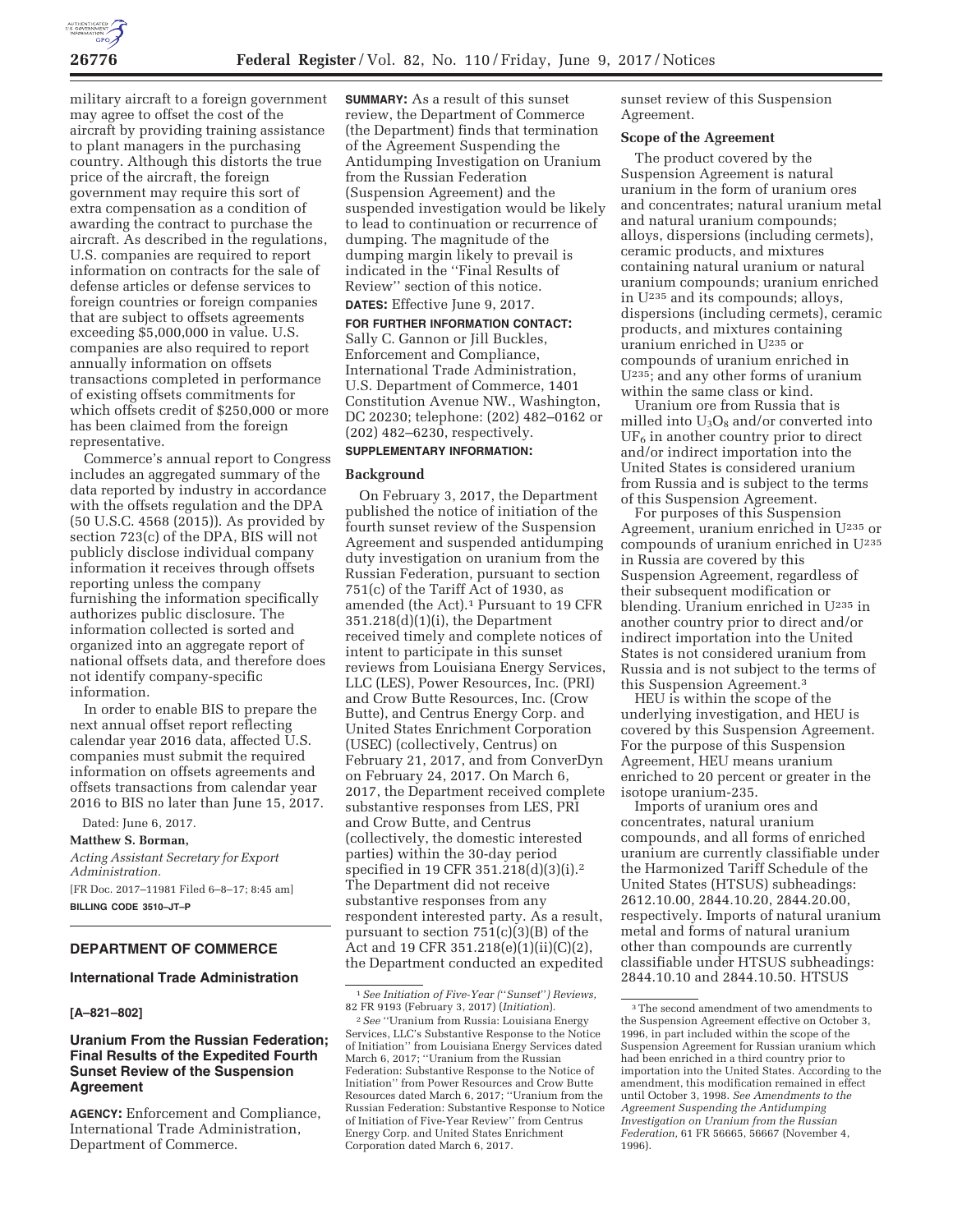military aircraft to a foreign government may agree to offset the cost of the aircraft by providing training assistance to plant managers in the purchasing country. Although this distorts the true price of the aircraft, the foreign government may require this sort of extra compensation as a condition of awarding the contract to purchase the aircraft. As described in the regulations, U.S. companies are required to report information on contracts for the sale of defense articles or defense services to foreign countries or foreign companies that are subject to offsets agreements exceeding $5,000,000 in value. U.S. companies are also required to report annually information on offsets transactions completed in performance of existing offsets commitments for which offsets credit of $250,000 or more has been claimed from the foreign representative.

Commerce's annual report to Congress includes an aggregated summary of the data reported by industry in accordance with the offsets regulation and the DPA (50 U.S.C. 4568 (2015)). As provided by section 723(c) of the DPA, BIS will not publicly disclose individual company information it receives through offsets reporting unless the company furnishing the information specifically authorizes public disclosure. The information collected is sorted and organized into an aggregate report of national offsets data, and therefore does not identify company-specific information.

In order to enable BIS to prepare the next annual offset report reflecting calendar year 2016 data, affected U.S. companies must submit the required information on offsets agreements and offsets transactions from calendar year 2016 to BIS no later than June 15, 2017.

Dated: June 6, 2017.

**Matthew S. Borman,**

*Acting Assistant Secretary for Export Administration.*

[FR Doc. 2017–11981 Filed 6–8–17; 8:45 am]

**BILLING CODE 3510–JT–P**

## DEPARTMENT OF COMMERCE

### International Trade Administration

**[A–821–802]**

### Uranium From the Russian Federation; Final Results of the Expedited Fourth Sunset Review of the Suspension Agreement

**AGENCY:** Enforcement and Compliance, International Trade Administration, Department of Commerce.

**SUMMARY:** As a result of this sunset review, the Department of Commerce (the Department) finds that termination of the Agreement Suspending the Antidumping Investigation on Uranium from the Russian Federation (Suspension Agreement) and the suspended investigation would be likely to lead to continuation or recurrence of dumping. The magnitude of the dumping margin likely to prevail is indicated in the ''Final Results of Review'' section of this notice.

**DATES:** Effective June 9, 2017.

**FOR FURTHER INFORMATION CONTACT:** Sally C. Gannon or Jill Buckles, Enforcement and Compliance, International Trade Administration, U.S. Department of Commerce, 1401 Constitution Avenue NW., Washington, DC 20230; telephone: (202) 482–0162 or (202) 482–6230, respectively.

**SUPPLEMENTARY INFORMATION:**

#### Background

On February 3, 2017, the Department published the notice of initiation of the fourth sunset review of the Suspension Agreement and suspended antidumping duty investigation on uranium from the Russian Federation, pursuant to section 751(c) of the Tariff Act of 1930, as amended (the Act).[1] Pursuant to 19 CFR 351.218(d)(1)(i), the Department received timely and complete notices of intent to participate in this sunset reviews from Louisiana Energy Services, LLC (LES), Power Resources, Inc. (PRI) and Crow Butte Resources, Inc. (Crow Butte), and Centrus Energy Corp. and United States Enrichment Corporation (USEC) (collectively, Centrus) on February 21, 2017, and from ConverDyn on February 24, 2017. On March 6, 2017, the Department received complete substantive responses from LES, PRI and Crow Butte, and Centrus (collectively, the domestic interested parties) within the 30-day period specified in 19 CFR 351.218(d)(3)(i).[2] The Department did not receive substantive responses from any respondent interested party. As a result, pursuant to section 751(c)(3)(B) of the Act and 19 CFR 351.218(e)(1)(ii)(C)(2), the Department conducted an expedited sunset review of this Suspension Agreement.

#### Scope of the Agreement

The product covered by the Suspension Agreement is natural uranium in the form of uranium ores and concentrates; natural uranium metal and natural uranium compounds; alloys, dispersions (including cermets), ceramic products, and mixtures containing natural uranium or natural uranium compounds; uranium enriched in $U^{235}$ and its compounds; alloys, dispersions (including cermets), ceramic products, and mixtures containing uranium enriched in $U^{235}$ or compounds of uranium enriched in $U^{235}$; and any other forms of uranium within the same class or kind.

Uranium ore from Russia that is milled into $U_3O_8$ and/or converted into $UF_6$ in another country prior to direct and/or indirect importation into the United States is considered uranium from Russia and is subject to the terms of this Suspension Agreement.

For purposes of this Suspension Agreement, uranium enriched in $U^{235}$ or compounds of uranium enriched in $U^{235}$ in Russia are covered by this Suspension Agreement, regardless of their subsequent modification or blending. Uranium enriched in $U^{235}$ in another country prior to direct and/or indirect importation into the United States is not considered uranium from Russia and is not subject to the terms of this Suspension Agreement.[3]

HEU is within the scope of the underlying investigation, and HEU is covered by this Suspension Agreement. For the purpose of this Suspension Agreement, HEU means uranium enriched to 20 percent or greater in the isotope uranium-235.

Imports of uranium ores and concentrates, natural uranium compounds, and all forms of enriched uranium are currently classifiable under the Harmonized Tariff Schedule of the United States (HTSUS) subheadings: 2612.10.00, 2844.10.20, 2844.20.00, respectively. Imports of natural uranium metal and forms of natural uranium other than compounds are currently classifiable under HTSUS subheadings: 2844.10.10 and 2844.10.50. HTSUS

---

[1] *See Initiation of Five-Year (''Sunset'') Reviews,* 82 FR 9193 (February 3, 2017) (*Initiation*).

[2] *See* ''Uranium from Russia: Louisiana Energy Services, LLC's Substantive Response to the Notice of Initiation'' from Louisiana Energy Services dated March 6, 2017; ''Uranium from the Russian Federation: Substantive Response to the Notice of Initiation'' from Power Resources and Crow Butte Resources dated March 6, 2017; ''Uranium from the Russian Federation: Substantive Response to Notice of Initiation of Five-Year Review'' from Centrus Energy Corp. and United States Enrichment Corporation dated March 6, 2017.

[3] The second amendment of two amendments to the Suspension Agreement effective on October 3, 1996, in part included within the scope of the Suspension Agreement for Russian uranium which had been enriched in a third country prior to importation into the United States. According to the amendment, this modification remained in effect until October 3, 1998. *See Amendments to the Agreement Suspending the Antidumping Investigation on Uranium from the Russian Federation,* 61 FR 56665, 56667 (November 4, 1996).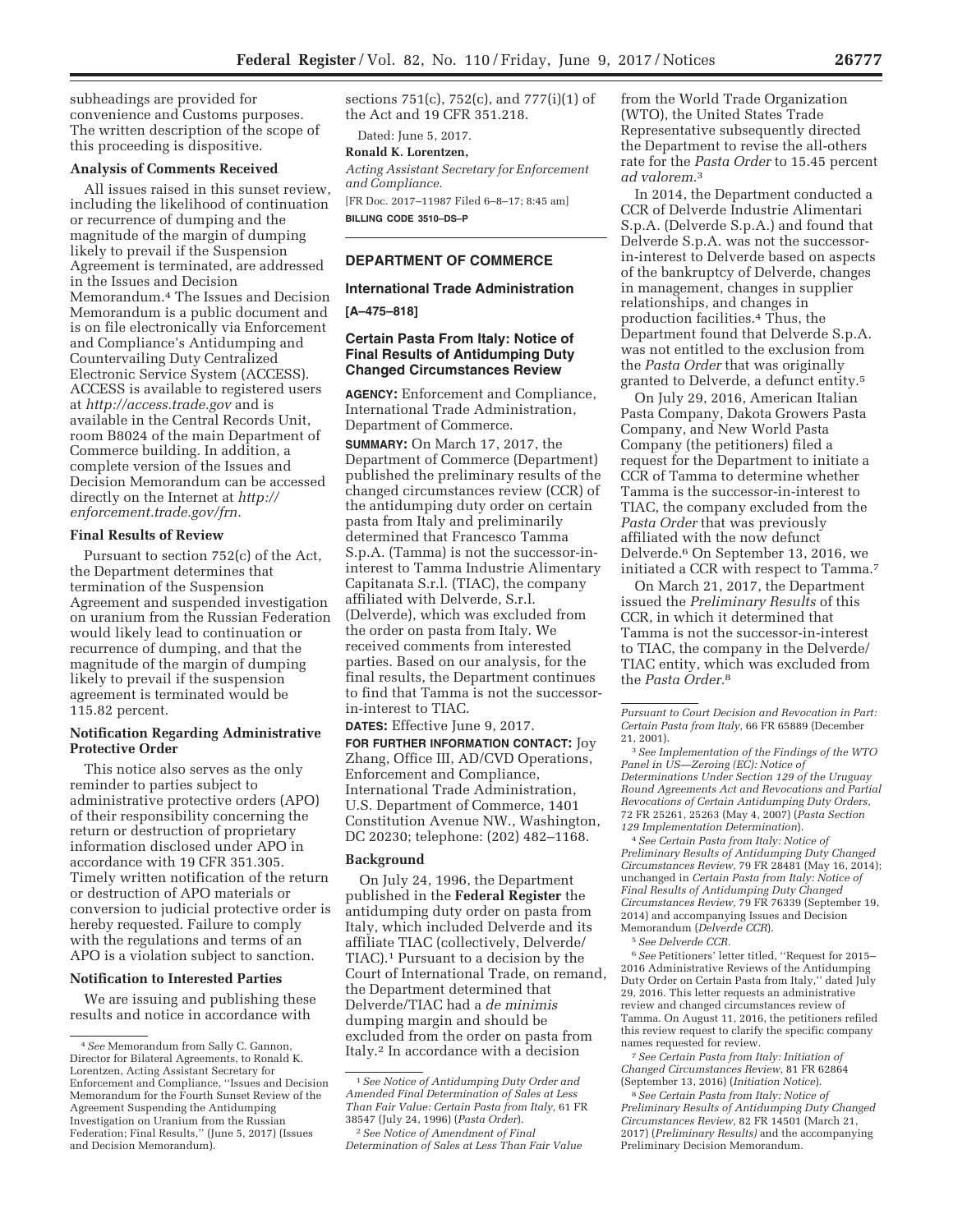subheadings are provided for convenience and Customs purposes. The written description of the scope of this proceeding is dispositive.

### Analysis of Comments Received

All issues raised in this sunset review, including the likelihood of continuation or recurrence of dumping and the magnitude of the margin of dumping likely to prevail if the Suspension Agreement is terminated, are addressed in the Issues and Decision Memorandum.[4] The Issues and Decision Memorandum is a public document and is on file electronically via Enforcement and Compliance's Antidumping and Countervailing Duty Centralized Electronic Service System (ACCESS). ACCESS is available to registered users at *http://access.trade.gov* and is available in the Central Records Unit, room B8024 of the main Department of Commerce building. In addition, a complete version of the Issues and Decision Memorandum can be accessed directly on the Internet at *http://enforcement.trade.gov/frn.*

### Final Results of Review

Pursuant to section 752(c) of the Act, the Department determines that termination of the Suspension Agreement and suspended investigation on uranium from the Russian Federation would likely lead to continuation or recurrence of dumping, and that the magnitude of the margin of dumping likely to prevail if the suspension agreement is terminated would be 115.82 percent.

### Notification Regarding Administrative Protective Order

This notice also serves as the only reminder to parties subject to administrative protective orders (APO) of their responsibility concerning the return or destruction of proprietary information disclosed under APO in accordance with 19 CFR 351.305. Timely written notification of the return or destruction of APO materials or conversion to judicial protective order is hereby requested. Failure to comply with the regulations and terms of an APO is a violation subject to sanction.

### Notification to Interested Parties

We are issuing and publishing these results and notice in accordance with sections 751(c), 752(c), and 777(i)(1) of the Act and 19 CFR 351.218.

Dated: June 5, 2017.

**Ronald K. Lorentzen,**

*Acting Assistant Secretary for Enforcement and Compliance.*

[FR Doc. 2017–11987 Filed 6–8–17; 8:45 am]

**BILLING CODE 3510–DS–P**

---

[4] *See* Memorandum from Sally C. Gannon, Director for Bilateral Agreements, to Ronald K. Lorentzen, Acting Assistant Secretary for Enforcement and Compliance, "Issues and Decision Memorandum for the Fourth Sunset Review of the Agreement Suspending the Antidumping Investigation on Uranium from the Russian Federation; Final Results," (June 5, 2017) (Issues and Decision Memorandum).

---

## DEPARTMENT OF COMMERCE

### International Trade Administration

**[A–475–818]**

### Certain Pasta From Italy: Notice of Final Results of Antidumping Duty Changed Circumstances Review

**AGENCY:** Enforcement and Compliance, International Trade Administration, Department of Commerce.

**SUMMARY:** On March 17, 2017, the Department of Commerce (Department) published the preliminary results of the changed circumstances review (CCR) of the antidumping duty order on certain pasta from Italy and preliminarily determined that Francesco Tamma S.p.A. (Tamma) is not the successor-in-interest to Tamma Industrie Alimentary Capitanata S.r.l. (TIAC), the company affiliated with Delverde, S.r.l. (Delverde), which was excluded from the order on pasta from Italy. We received comments from interested parties. Based on our analysis, for the final results, the Department continues to find that Tamma is not the successor-in-interest to TIAC.

**DATES:** Effective June 9, 2017.

**FOR FURTHER INFORMATION CONTACT:** Joy Zhang, Office III, AD/CVD Operations, Enforcement and Compliance, International Trade Administration, U.S. Department of Commerce, 1401 Constitution Avenue NW., Washington, DC 20230; telephone: (202) 482–1168.

### Background

On July 24, 1996, the Department published in the **Federal Register** the antidumping duty order on pasta from Italy, which included Delverde and its affiliate TIAC (collectively, Delverde/TIAC).[1] Pursuant to a decision by the Court of International Trade, on remand, the Department determined that Delverde/TIAC had a *de minimis* dumping margin and should be excluded from the order on pasta from Italy.[2] In accordance with a decision from the World Trade Organization (WTO), the United States Trade Representative subsequently directed the Department to revise the all-others rate for the *Pasta Order* to 15.45 percent *ad valorem*.[3]

In 2014, the Department conducted a CCR of Delverde Industrie Alimentari S.p.A. (Delverde S.p.A.) and found that Delverde S.p.A. was not the successor-in-interest to Delverde based on aspects of the bankruptcy of Delverde, changes in management, changes in supplier relationships, and changes in production facilities.[4] Thus, the Department found that Delverde S.p.A. was not entitled to the exclusion from the *Pasta Order* that was originally granted to Delverde, a defunct entity.[5]

On July 29, 2016, American Italian Pasta Company, Dakota Growers Pasta Company, and New World Pasta Company (the petitioners) filed a request for the Department to initiate a CCR of Tamma to determine whether Tamma is the successor-in-interest to TIAC, the company excluded from the *Pasta Order* that was previously affiliated with the now defunct Delverde.[6] On September 13, 2016, we initiated a CCR with respect to Tamma.[7]

On March 21, 2017, the Department issued the *Preliminary Results* of this CCR, in which it determined that Tamma is not the successor-in-interest to TIAC, the company in the Delverde/TIAC entity, which was excluded from the *Pasta Order.*[8]

---

[1] *See Notice of Antidumping Duty Order and Amended Final Determination of Sales at Less Than Fair Value: Certain Pasta from Italy,* 61 FR 38547 (July 24, 1996) (*Pasta Order*).

[2] *See Notice of Amendment of Final Determination of Sales at Less Than Fair Value Pursuant to Court Decision and Revocation in Part: Certain Pasta from Italy,* 66 FR 65889 (December 21, 2001).

[3] *See Implementation of the Findings of the WTO Panel in US—Zeroing (EC): Notice of Determinations Under Section 129 of the Uruguay Round Agreements Act and Revocations and Partial Revocations of Certain Antidumping Duty Orders,* 72 FR 25261, 25263 (May 4, 2007) (*Pasta Section 129 Implementation Determination*).

[4] *See Certain Pasta from Italy: Notice of Preliminary Results of Antidumping Duty Changed Circumstances Review,* 79 FR 28481 (May 16, 2014); unchanged in *Certain Pasta from Italy: Notice of Final Results of Antidumping Duty Changed Circumstances Review,* 79 FR 76339 (September 19, 2014) and accompanying Issues and Decision Memorandum (*Delverde CCR*).

[5] *See Delverde CCR.*

[6] *See* Petitioners' letter titled, "Request for 2015–2016 Administrative Reviews of the Antidumping Duty Order on Certain Pasta from Italy," dated July 29, 2016. This letter requests an administrative review and changed circumstances review of Tamma. On August 11, 2016, the petitioners refiled this review request to clarify the specific company names requested for review.

[7] *See Certain Pasta from Italy: Initiation of Changed Circumstances Review,* 81 FR 62864 (September 13, 2016) (*Initiation Notice*).

[8] *See Certain Pasta from Italy: Notice of Preliminary Results of Antidumping Duty Changed Circumstances Review,* 82 FR 14501 (March 21, 2017) (*Preliminary Results*) and the accompanying Preliminary Decision Memorandum.